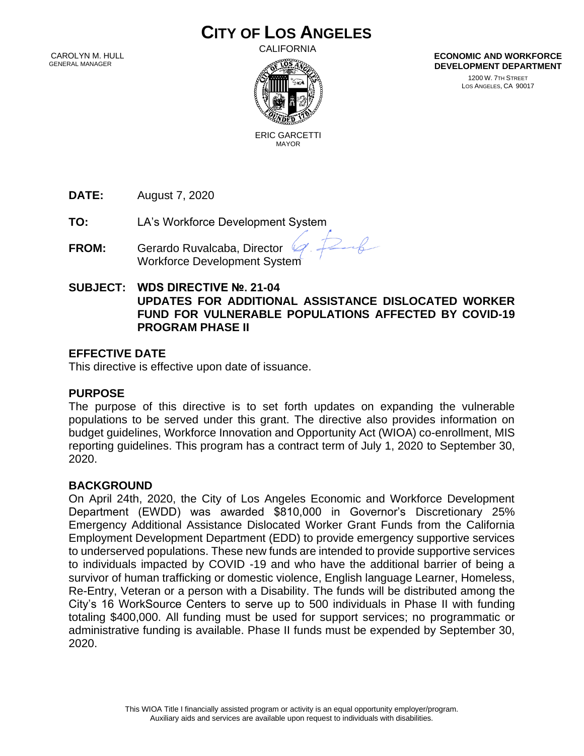# CITY OF LOS ANGELES

CALIFORNIA

CAROLYN M. HULL
GENERAL MANAGER

ERIC GARCETTI
MAYOR

**ECONOMIC AND WORKFORCE DEVELOPMENT DEPARTMENT**

1200 W. 7TH STREET
LOS ANGELES, CA 90017

**DATE:** August 7, 2020

**TO:** LA's Workforce Development System

**FROM:** Gerardo Ruvalcaba, Director
Workforce Development System

**SUBJECT: WDS DIRECTIVE №. 21-04**
**UPDATES FOR ADDITIONAL ASSISTANCE DISLOCATED WORKER FUND FOR VULNERABLE POPULATIONS AFFECTED BY COVID-19 PROGRAM PHASE II**

## EFFECTIVE DATE

This directive is effective upon date of issuance.

## PURPOSE

The purpose of this directive is to set forth updates on expanding the vulnerable populations to be served under this grant. The directive also provides information on budget guidelines, Workforce Innovation and Opportunity Act (WIOA) co-enrollment, MIS reporting guidelines. This program has a contract term of July 1, 2020 to September 30, 2020.

## BACKGROUND

On April 24th, 2020, the City of Los Angeles Economic and Workforce Development Department (EWDD) was awarded $810,000 in Governor's Discretionary 25% Emergency Additional Assistance Dislocated Worker Grant Funds from the California Employment Development Department (EDD) to provide emergency supportive services to underserved populations. These new funds are intended to provide supportive services to individuals impacted by COVID -19 and who have the additional barrier of being a survivor of human trafficking or domestic violence, English language Learner, Homeless, Re-Entry, Veteran or a person with a Disability. The funds will be distributed among the City's 16 WorkSource Centers to serve up to 500 individuals in Phase II with funding totaling $400,000. All funding must be used for support services; no programmatic or administrative funding is available. Phase II funds must be expended by September 30, 2020.

This WIOA Title I financially assisted program or activity is an equal opportunity employer/program.
Auxiliary aids and services are available upon request to individuals with disabilities.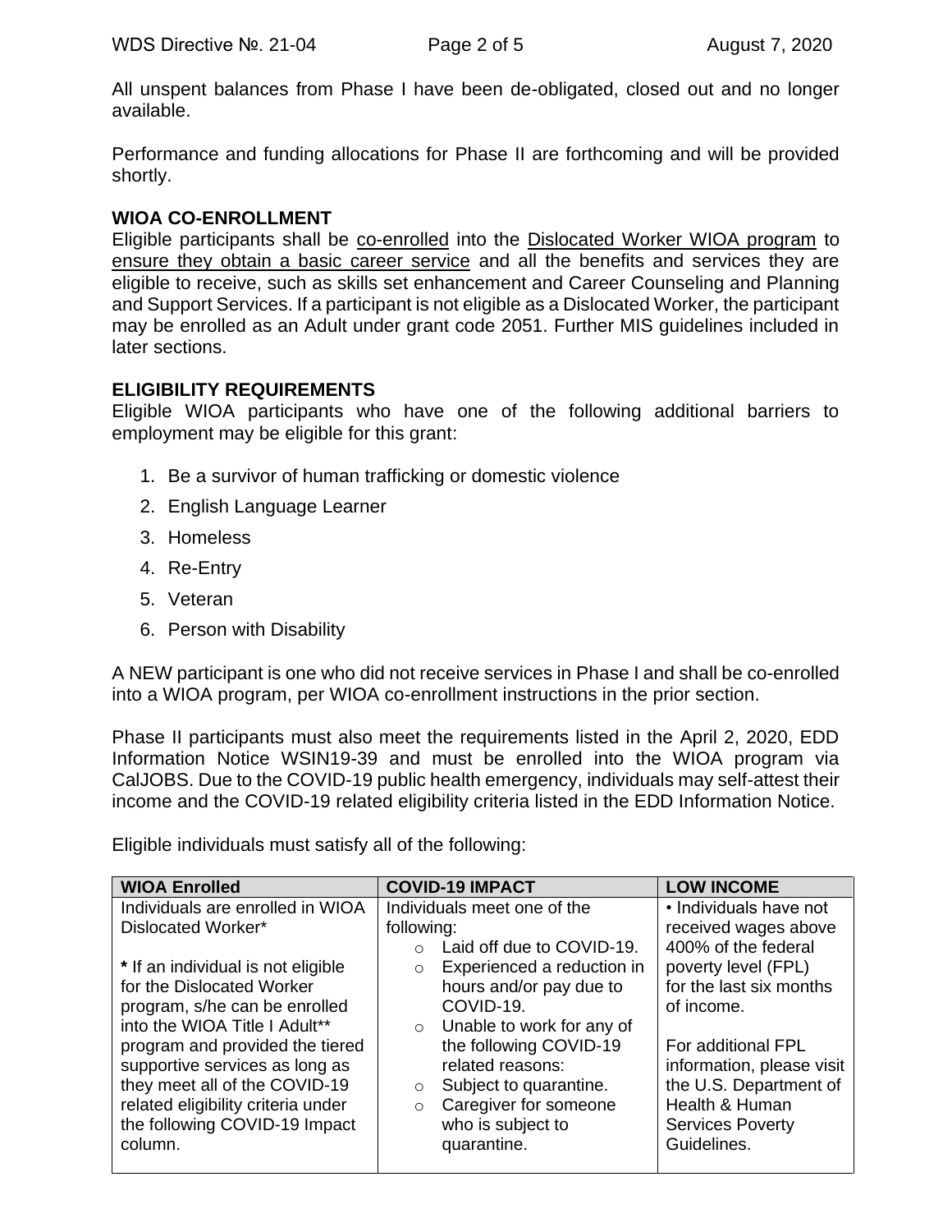All unspent balances from Phase I have been de-obligated, closed out and no longer available.

Performance and funding allocations for Phase II are forthcoming and will be provided shortly.

## WIOA CO-ENROLLMENT

Eligible participants shall be co-enrolled into the Dislocated Worker WIOA program to ensure they obtain a basic career service and all the benefits and services they are eligible to receive, such as skills set enhancement and Career Counseling and Planning and Support Services. If a participant is not eligible as a Dislocated Worker, the participant may be enrolled as an Adult under grant code 2051. Further MIS guidelines included in later sections.

## ELIGIBILITY REQUIREMENTS

Eligible WIOA participants who have one of the following additional barriers to employment may be eligible for this grant:

1. Be a survivor of human trafficking or domestic violence
2. English Language Learner
3. Homeless
4. Re-Entry
5. Veteran
6. Person with Disability

A NEW participant is one who did not receive services in Phase I and shall be co-enrolled into a WIOA program, per WIOA co-enrollment instructions in the prior section.

Phase II participants must also meet the requirements listed in the April 2, 2020, EDD Information Notice WSIN19-39 and must be enrolled into the WIOA program via CalJOBS. Due to the COVID-19 public health emergency, individuals may self-attest their income and the COVID-19 related eligibility criteria listed in the EDD Information Notice.

Eligible individuals must satisfy all of the following:

| WIOA Enrolled | COVID-19 IMPACT | LOW INCOME |
|---|---|---|
| Individuals are enrolled in WIOA Dislocated Worker*<br><br>* If an individual is not eligible for the Dislocated Worker program, s/he can be enrolled into the WIOA Title I Adult** program and provided the tiered supportive services as long as they meet all of the COVID-19 related eligibility criteria under the following COVID-19 Impact column. | Individuals meet one of the following:<br>o Laid off due to COVID-19.<br>o Experienced a reduction in hours and/or pay due to COVID-19.<br>o Unable to work for any of the following COVID-19 related reasons:<br>o Subject to quarantine.<br>o Caregiver for someone who is subject to quarantine. | • Individuals have not received wages above 400% of the federal poverty level (FPL) for the last six months of income.<br><br>For additional FPL information, please visit the U.S. Department of Health & Human Services Poverty Guidelines. |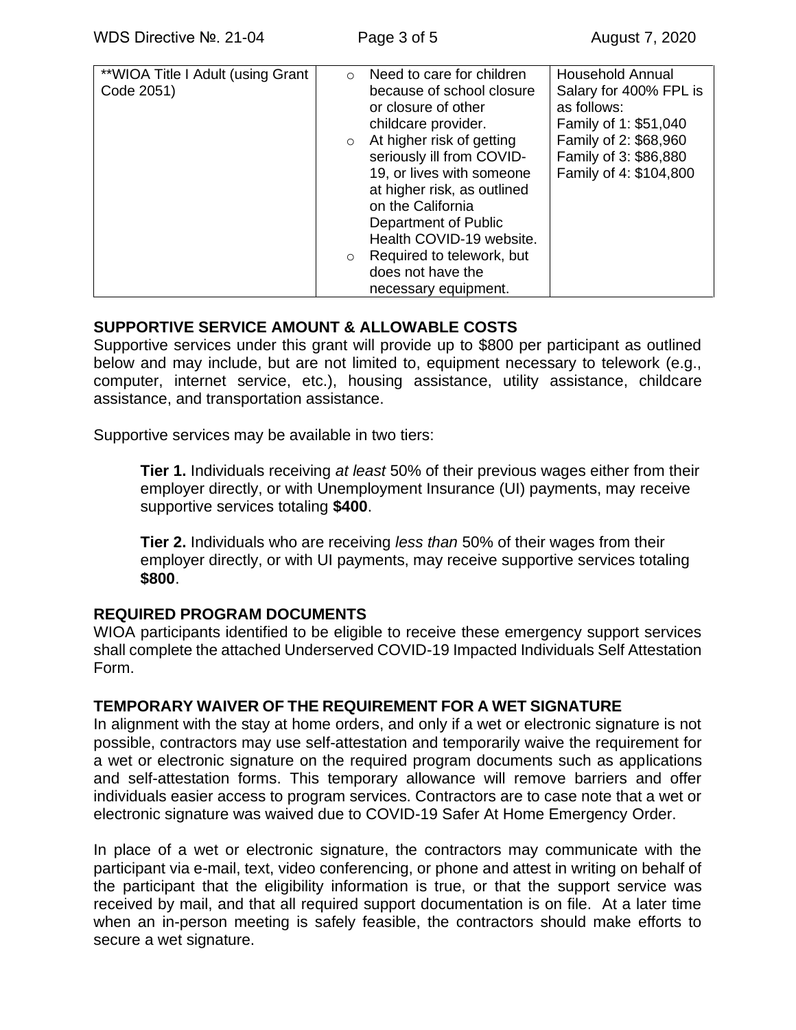| **WIOA Title I Adult (using Grant Code 2051) | <ul><li>Need to care for children because of school closure or closure of other childcare provider.</li><li>At higher risk of getting seriously ill from COVID-19, or lives with someone at higher risk, as outlined on the California Department of Public Health COVID-19 website.</li><li>Required to telework, but does not have the necessary equipment.</li></ul> | Household Annual Salary for 400% FPL is as follows:<br>Family of 1: $51,040<br>Family of 2: $68,960<br>Family of 3: $86,880<br>Family of 4: $104,800 |
|---|---|---|

## SUPPORTIVE SERVICE AMOUNT & ALLOWABLE COSTS

Supportive services under this grant will provide up to $800 per participant as outlined below and may include, but are not limited to, equipment necessary to telework (e.g., computer, internet service, etc.), housing assistance, utility assistance, childcare assistance, and transportation assistance.

Supportive services may be available in two tiers:

> **Tier 1.** Individuals receiving *at least* 50% of their previous wages either from their employer directly, or with Unemployment Insurance (UI) payments, may receive supportive services totaling **$400**.
>
> **Tier 2.** Individuals who are receiving *less than* 50% of their wages from their employer directly, or with UI payments, may receive supportive services totaling **$800**.

## REQUIRED PROGRAM DOCUMENTS

WIOA participants identified to be eligible to receive these emergency support services shall complete the attached Underserved COVID-19 Impacted Individuals Self Attestation Form.

## TEMPORARY WAIVER OF THE REQUIREMENT FOR A WET SIGNATURE

In alignment with the stay at home orders, and only if a wet or electronic signature is not possible, contractors may use self-attestation and temporarily waive the requirement for a wet or electronic signature on the required program documents such as applications and self-attestation forms. This temporary allowance will remove barriers and offer individuals easier access to program services. Contractors are to case note that a wet or electronic signature was waived due to COVID-19 Safer At Home Emergency Order.

In place of a wet or electronic signature, the contractors may communicate with the participant via e-mail, text, video conferencing, or phone and attest in writing on behalf of the participant that the eligibility information is true, or that the support service was received by mail, and that all required support documentation is on file. At a later time when an in-person meeting is safely feasible, the contractors should make efforts to secure a wet signature.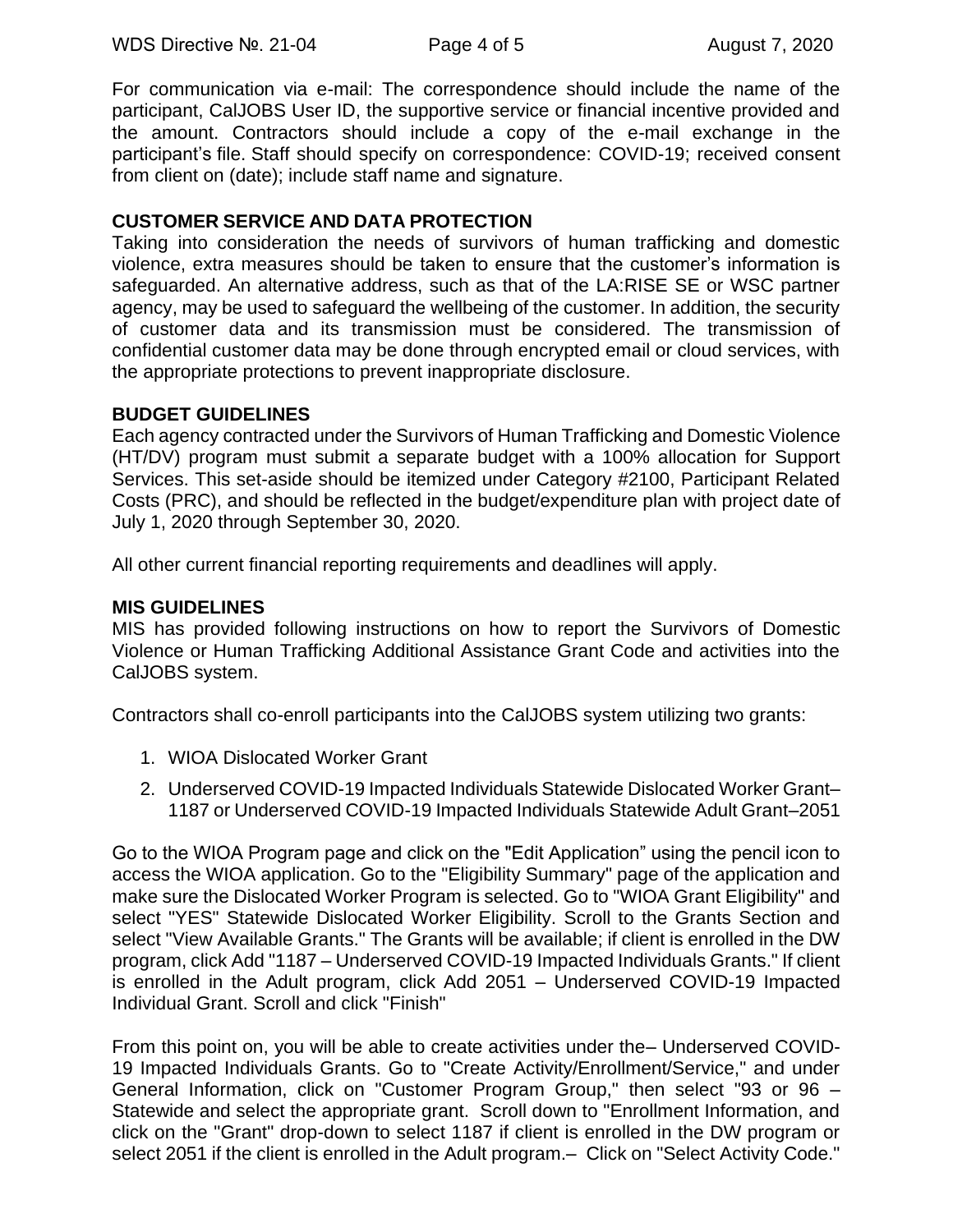For communication via e-mail: The correspondence should include the name of the participant, CalJOBS User ID, the supportive service or financial incentive provided and the amount. Contractors should include a copy of the e-mail exchange in the participant's file. Staff should specify on correspondence: COVID-19; received consent from client on (date); include staff name and signature.

**CUSTOMER SERVICE AND DATA PROTECTION**

Taking into consideration the needs of survivors of human trafficking and domestic violence, extra measures should be taken to ensure that the customer's information is safeguarded. An alternative address, such as that of the LA:RISE SE or WSC partner agency, may be used to safeguard the wellbeing of the customer. In addition, the security of customer data and its transmission must be considered. The transmission of confidential customer data may be done through encrypted email or cloud services, with the appropriate protections to prevent inappropriate disclosure.

**BUDGET GUIDELINES**

Each agency contracted under the Survivors of Human Trafficking and Domestic Violence (HT/DV) program must submit a separate budget with a 100% allocation for Support Services. This set-aside should be itemized under Category #2100, Participant Related Costs (PRC), and should be reflected in the budget/expenditure plan with project date of July 1, 2020 through September 30, 2020.

All other current financial reporting requirements and deadlines will apply.

**MIS GUIDELINES**

MIS has provided following instructions on how to report the Survivors of Domestic Violence or Human Trafficking Additional Assistance Grant Code and activities into the CalJOBS system.

Contractors shall co-enroll participants into the CalJOBS system utilizing two grants:

1. WIOA Dislocated Worker Grant
2. Underserved COVID-19 Impacted Individuals Statewide Dislocated Worker Grant–1187 or Underserved COVID-19 Impacted Individuals Statewide Adult Grant–2051

Go to the WIOA Program page and click on the "Edit Application" using the pencil icon to access the WIOA application. Go to the "Eligibility Summary" page of the application and make sure the Dislocated Worker Program is selected. Go to "WIOA Grant Eligibility" and select "YES" Statewide Dislocated Worker Eligibility. Scroll to the Grants Section and select "View Available Grants." The Grants will be available; if client is enrolled in the DW program, click Add "1187 – Underserved COVID-19 Impacted Individuals Grants." If client is enrolled in the Adult program, click Add 2051 – Underserved COVID-19 Impacted Individual Grant. Scroll and click "Finish"

From this point on, you will be able to create activities under the– Underserved COVID-19 Impacted Individuals Grants. Go to "Create Activity/Enrollment/Service," and under General Information, click on "Customer Program Group," then select "93 or 96 – Statewide and select the appropriate grant. Scroll down to "Enrollment Information, and click on the "Grant" drop-down to select 1187 if client is enrolled in the DW program or select 2051 if the client is enrolled in the Adult program.– Click on "Select Activity Code."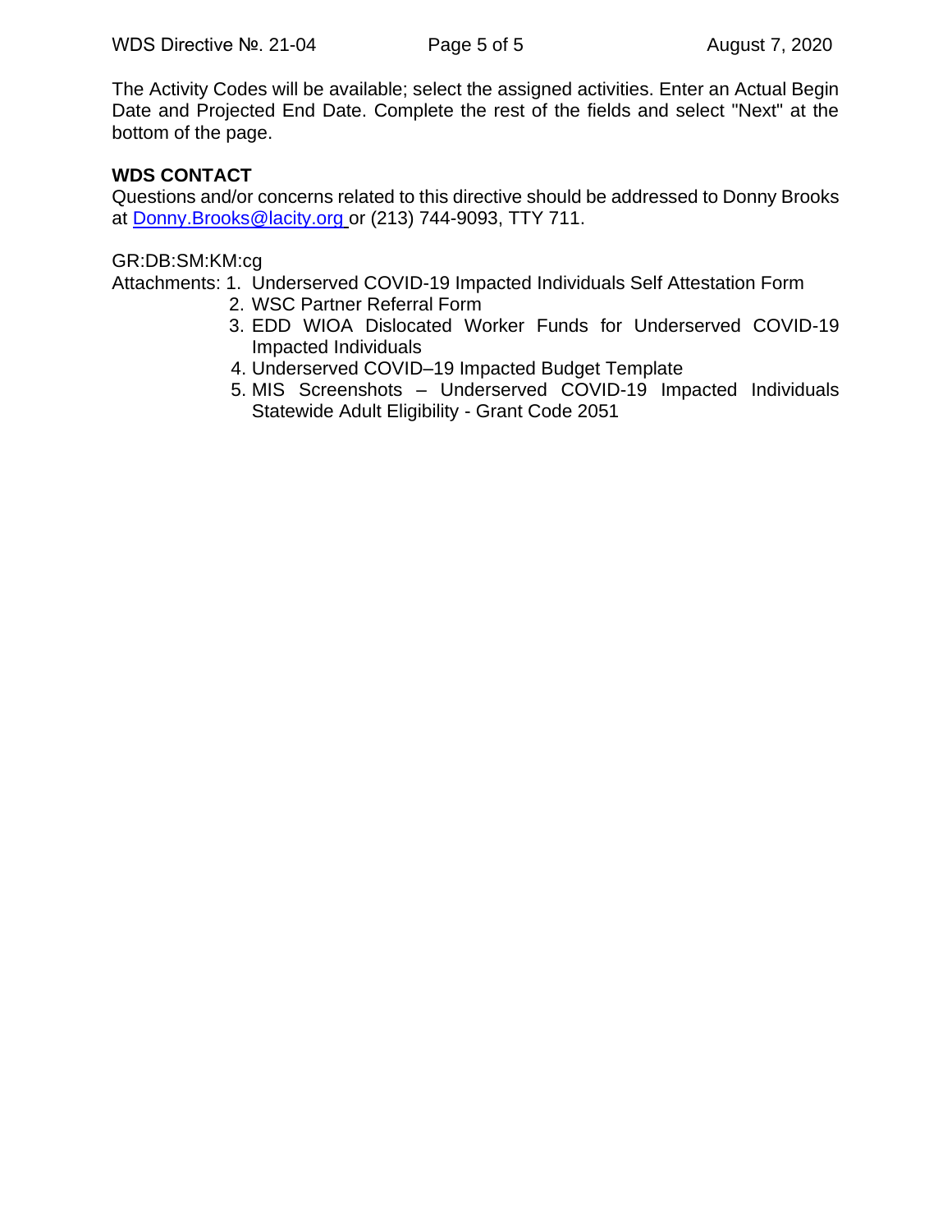The Activity Codes will be available; select the assigned activities. Enter an Actual Begin Date and Projected End Date. Complete the rest of the fields and select "Next" at the bottom of the page.

**WDS CONTACT**
Questions and/or concerns related to this directive should be addressed to Donny Brooks at Donny.Brooks@lacity.org or (213) 744-9093, TTY 711.

GR:DB:SM:KM:cg

Attachments:
1. Underserved COVID-19 Impacted Individuals Self Attestation Form
2. WSC Partner Referral Form
3. EDD WIOA Dislocated Worker Funds for Underserved COVID-19 Impacted Individuals
4. Underserved COVID–19 Impacted Budget Template
5. MIS Screenshots – Underserved COVID-19 Impacted Individuals Statewide Adult Eligibility - Grant Code 2051